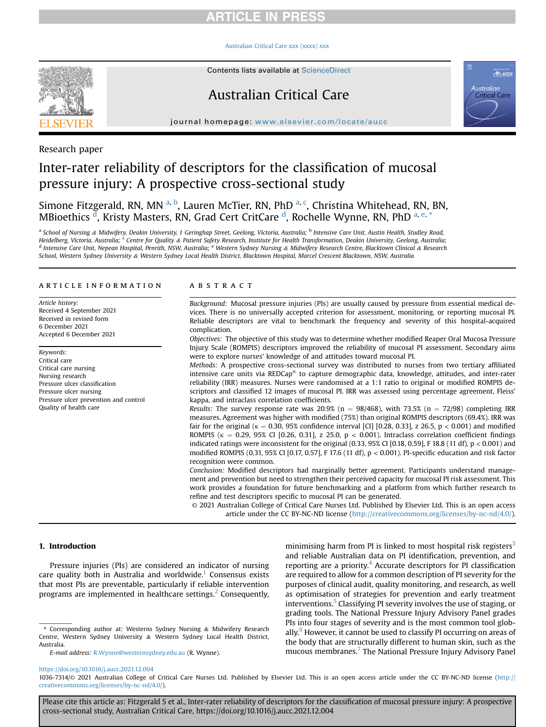Research paper

# Inter-rater reliability of descriptors for the classification of mucosal pressure injury: A prospective cross-sectional study

Simone Fitzgerald, RN, MN [a,b], Lauren McTier, RN, PhD [a,c], Christina Whitehead, RN, BN, MBioethics [d], Kristy Masters, RN, Grad Cert CritCare [d], Rochelle Wynne, RN, PhD [a,e,*]

[a] School of Nursing & Midwifery, Deakin University, 1 Geringhap Street, Geelong, Victoria, Australia; [b] Intensive Care Unit, Austin Health, Studley Road, Heidelberg, Victoria, Australia; [c] Centre for Quality & Patient Safety Research, Institute for Health Transformation, Deakin University, Geelong, Australia; [d] Intensive Care Unit, Nepean Hospital, Penrith, NSW, Australia; [e] Western Sydney Nursing & Midwifery Research Centre, Blacktown Clinical & Research School, Western Sydney University & Western Sydney Local Health District, Blacktown Hospital, Marcel Crescent Blacktown, NSW, Australia

## ARTICLE INFORMATION

*Article history:*
Received 4 September 2021
Received in revised form 6 December 2021
Accepted 6 December 2021

*Keywords:*
Critical care
Critical care nursing
Nursing research
Pressure ulcer classification
Pressure ulcer nursing
Pressure ulcer prevention and control
Quality of health care

## ABSTRACT

*Background:* Mucosal pressure injuries (PIs) are usually caused by pressure from essential medical devices. There is no universally accepted criterion for assessment, monitoring, or reporting mucosal PI. Reliable descriptors are vital to benchmark the frequency and severity of this hospital-acquired complication.

*Objectives:* The objective of this study was to determine whether modified Reaper Oral Mucosa Pressure Injury Scale (ROMPIS) descriptors improved the reliability of mucosal PI assessment. Secondary aims were to explore nurses' knowledge of and attitudes toward mucosal PI.

*Methods:* A prospective cross-sectional survey was distributed to nurses from two tertiary affiliated intensive care units via REDCap® to capture demographic data, knowledge, attitudes, and inter-rater reliability (IRR) measures. Nurses were randomised at a 1:1 ratio to original or modified ROMPIS descriptors and classified 12 images of mucosal PI. IRR was assessed using percentage agreement, Fleiss' kappa, and intraclass correlation coefficients.

*Results:* The survey response rate was 20.9% (n = 98/468), with 73.5% (n = 72/98) completing IRR measures. Agreement was higher with modified (75%) than original ROMPIS descriptors (69.4%). IRR was fair for the original (κ = 0.30, 95% confidence interval [CI] [0.28, 0.33], z 26.5, $p < 0.001$) and modified ROMPIS (κ = 0.29, 95% CI [0.26, 0.31], z 25.0, $p < 0.001$). Intraclass correlation coefficient findings indicated ratings were inconsistent for the original (0.33, 95% CI [0.18, 0.59], F 18.8 (11 df), $p < 0.001$) and modified ROMPIS (0.31, 95% CI [0.17, 0.57], F 17.6 (11 df), $p < 0.001$). PI-specific education and risk factor recognition were common.

*Conclusion:* Modified descriptors had marginally better agreement. Participants understand management and prevention but need to strengthen their perceived capacity for mucosal PI risk assessment. This work provides a foundation for future benchmarking and a platform from which further research to refine and test descriptors specific to mucosal PI can be generated.

© 2021 Australian College of Critical Care Nurses Ltd. Published by Elsevier Ltd. This is an open access article under the CC BY-NC-ND license (http://creativecommons.org/licenses/by-nc-nd/4.0/).

## 1. Introduction

Pressure injuries (PIs) are considered an indicator of nursing care quality both in Australia and worldwide.[1] Consensus exists that most PIs are preventable, particularly if reliable intervention programs are implemented in healthcare settings.[2] Consequently, minimising harm from PI is linked to most hospital risk registers[3] and reliable Australian data on PI identification, prevention, and reporting are a priority.[4] Accurate descriptors for PI classification are required to allow for a common description of PI severity for the purposes of clinical audit, quality monitoring, and research, as well as optimisation of strategies for prevention and early treatment interventions.[5] Classifying PI severity involves the use of staging, or grading tools. The National Pressure Injury Advisory Panel grades PIs into four stages of severity and is the most common tool globally.[6] However, it cannot be used to classify PI occurring on areas of the body that are structurally different to human skin, such as the mucous membranes.[7] The National Pressure Injury Advisory Panel

\* Corresponding author at: Westerns Sydney Nursing & Midwifery Research Centre, Western Sydney University & Western Sydney Local Health District, Australia.

E-mail address: R.Wynne@westernsydney.edu.au (R. Wynne).

https://doi.org/10.1016/j.aucc.2021.12.004

1036-7314/© 2021 Australian College of Critical Care Nurses Ltd. Published by Elsevier Ltd. This is an open access article under the CC BY-NC-ND license (http://creativecommons.org/licenses/by-nc-nd/4.0/).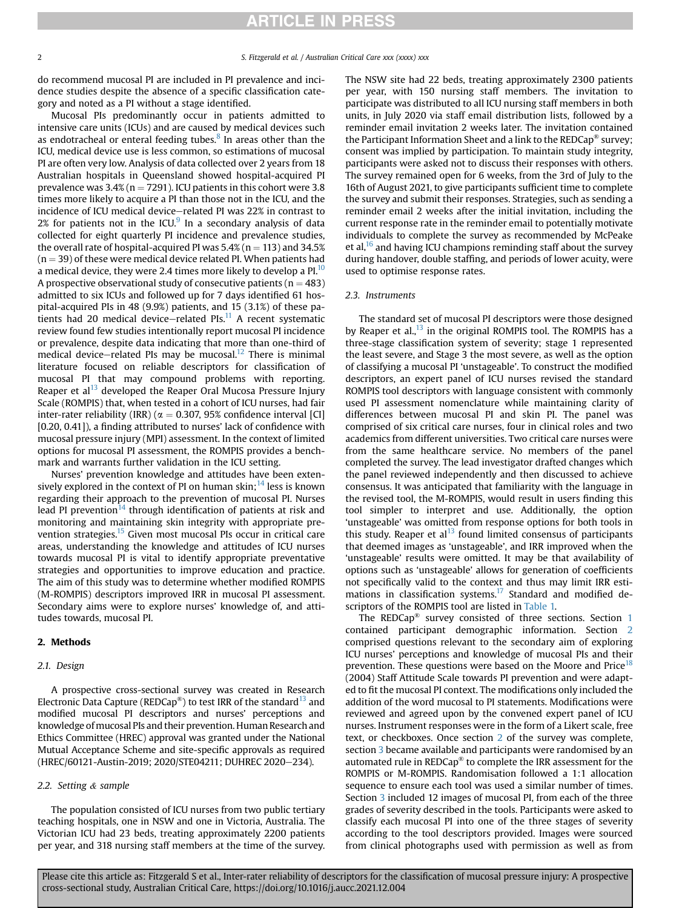do recommend mucosal PI are included in PI prevalence and incidence studies despite the absence of a specific classification category and noted as a PI without a stage identified.

Mucosal PIs predominantly occur in patients admitted to intensive care units (ICUs) and are caused by medical devices such as endotracheal or enteral feeding tubes.[8] In areas other than the ICU, medical device use is less common, so estimations of mucosal PI are often very low. Analysis of data collected over 2 years from 18 Australian hospitals in Queensland showed hospital-acquired PI prevalence was 3.4% (n = 7291). ICU patients in this cohort were 3.8 times more likely to acquire a PI than those not in the ICU, and the incidence of ICU medical device–related PI was 22% in contrast to 2% for patients not in the ICU.[9] In a secondary analysis of data collected for eight quarterly PI incidence and prevalence studies, the overall rate of hospital-acquired PI was 5.4% (n = 113) and 34.5% (n = 39) of these were medical device related PI. When patients had a medical device, they were 2.4 times more likely to develop a PI.[10] A prospective observational study of consecutive patients (n = 483) admitted to six ICUs and followed up for 7 days identified 61 hospital-acquired PIs in 48 (9.9%) patients, and 15 (3.1%) of these patients had 20 medical device–related PIs.[11] A recent systematic review found few studies intentionally report mucosal PI incidence or prevalence, despite data indicating that more than one-third of medical device–related PIs may be mucosal.[12] There is minimal literature focused on reliable descriptors for classification of mucosal PI that may compound problems with reporting. Reaper et al[13] developed the Reaper Oral Mucosa Pressure Injury Scale (ROMPIS) that, when tested in a cohort of ICU nurses, had fair inter-rater reliability (IRR) ($\alpha$ = 0.307, 95% confidence interval [CI] [0.20, 0.41]), a finding attributed to nurses' lack of confidence with mucosal pressure injury (MPI) assessment. In the context of limited options for mucosal PI assessment, the ROMPIS provides a benchmark and warrants further validation in the ICU setting.

Nurses' prevention knowledge and attitudes have been extensively explored in the context of PI on human skin;[14] less is known regarding their approach to the prevention of mucosal PI. Nurses lead PI prevention[14] through identification of patients at risk and monitoring and maintaining skin integrity with appropriate prevention strategies.[15] Given most mucosal PIs occur in critical care areas, understanding the knowledge and attitudes of ICU nurses towards mucosal PI is vital to identify appropriate preventative strategies and opportunities to improve education and practice. The aim of this study was to determine whether modified ROMPIS (M-ROMPIS) descriptors improved IRR in mucosal PI assessment. Secondary aims were to explore nurses' knowledge of, and attitudes towards, mucosal PI.

## 2. Methods

### 2.1. Design

A prospective cross-sectional survey was created in Research Electronic Data Capture (REDCap®) to test IRR of the standard[13] and modified mucosal PI descriptors and nurses' perceptions and knowledge of mucosal PIs and their prevention. Human Research and Ethics Committee (HREC) approval was granted under the National Mutual Acceptance Scheme and site-specific approvals as required (HREC/60121-Austin-2019; 2020/STE04211; DUHREC 2020–234).

### 2.2. Setting & sample

The population consisted of ICU nurses from two public tertiary teaching hospitals, one in NSW and one in Victoria, Australia. The Victorian ICU had 23 beds, treating approximately 2200 patients per year, and 318 nursing staff members at the time of the survey. The NSW site had 22 beds, treating approximately 2300 patients per year, with 150 nursing staff members. The invitation to participate was distributed to all ICU nursing staff members in both units, in July 2020 via staff email distribution lists, followed by a reminder email invitation 2 weeks later. The invitation contained the Participant Information Sheet and a link to the REDCap® survey; consent was implied by participation. To maintain study integrity, participants were asked not to discuss their responses with others. The survey remained open for 6 weeks, from the 3rd of July to the 16th of August 2021, to give participants sufficient time to complete the survey and submit their responses. Strategies, such as sending a reminder email 2 weeks after the initial invitation, including the current response rate in the reminder email to potentially motivate individuals to complete the survey as recommended by McPeake et al,[16] and having ICU champions reminding staff about the survey during handover, double staffing, and periods of lower acuity, were used to optimise response rates.

### 2.3. Instruments

The standard set of mucosal PI descriptors were those designed by Reaper et al.,[13] in the original ROMPIS tool. The ROMPIS has a three-stage classification system of severity; stage 1 represented the least severe, and Stage 3 the most severe, as well as the option of classifying a mucosal PI 'unstageable'. To construct the modified descriptors, an expert panel of ICU nurses revised the standard ROMPIS tool descriptors with language consistent with commonly used PI assessment nomenclature while maintaining clarity of differences between mucosal PI and skin PI. The panel was comprised of six critical care nurses, four in clinical roles and two academics from different universities. Two critical care nurses were from the same healthcare service. No members of the panel completed the survey. The lead investigator drafted changes which the panel reviewed independently and then discussed to achieve consensus. It was anticipated that familiarity with the language in the revised tool, the M-ROMPIS, would result in users finding this tool simpler to interpret and use. Additionally, the option 'unstageable' was omitted from response options for both tools in this study. Reaper et al[13] found limited consensus of participants that deemed images as 'unstageable', and IRR improved when the 'unstageable' results were omitted. It may be that availability of options such as 'unstageable' allows for generation of coefficients not specifically valid to the context and thus may limit IRR estimations in classification systems.[17] Standard and modified descriptors of the ROMPIS tool are listed in Table 1.

The REDCap® survey consisted of three sections. Section 1 contained participant demographic information. Section 2 comprised questions relevant to the secondary aim of exploring ICU nurses' perceptions and knowledge of mucosal PIs and their prevention. These questions were based on the Moore and Price[18] (2004) Staff Attitude Scale towards PI prevention and were adapted to fit the mucosal PI context. The modifications only included the addition of the word mucosal to PI statements. Modifications were reviewed and agreed upon by the convened expert panel of ICU nurses. Instrument responses were in the form of a Likert scale, free text, or checkboxes. Once section 2 of the survey was complete, section 3 became available and participants were randomised by an automated rule in REDCap® to complete the IRR assessment for the ROMPIS or M-ROMPIS. Randomisation followed a 1:1 allocation sequence to ensure each tool was used a similar number of times. Section 3 included 12 images of mucosal PI, from each of the three grades of severity described in the tools. Participants were asked to classify each mucosal PI into one of the three stages of severity according to the tool descriptors provided. Images were sourced from clinical photographs used with permission as well as from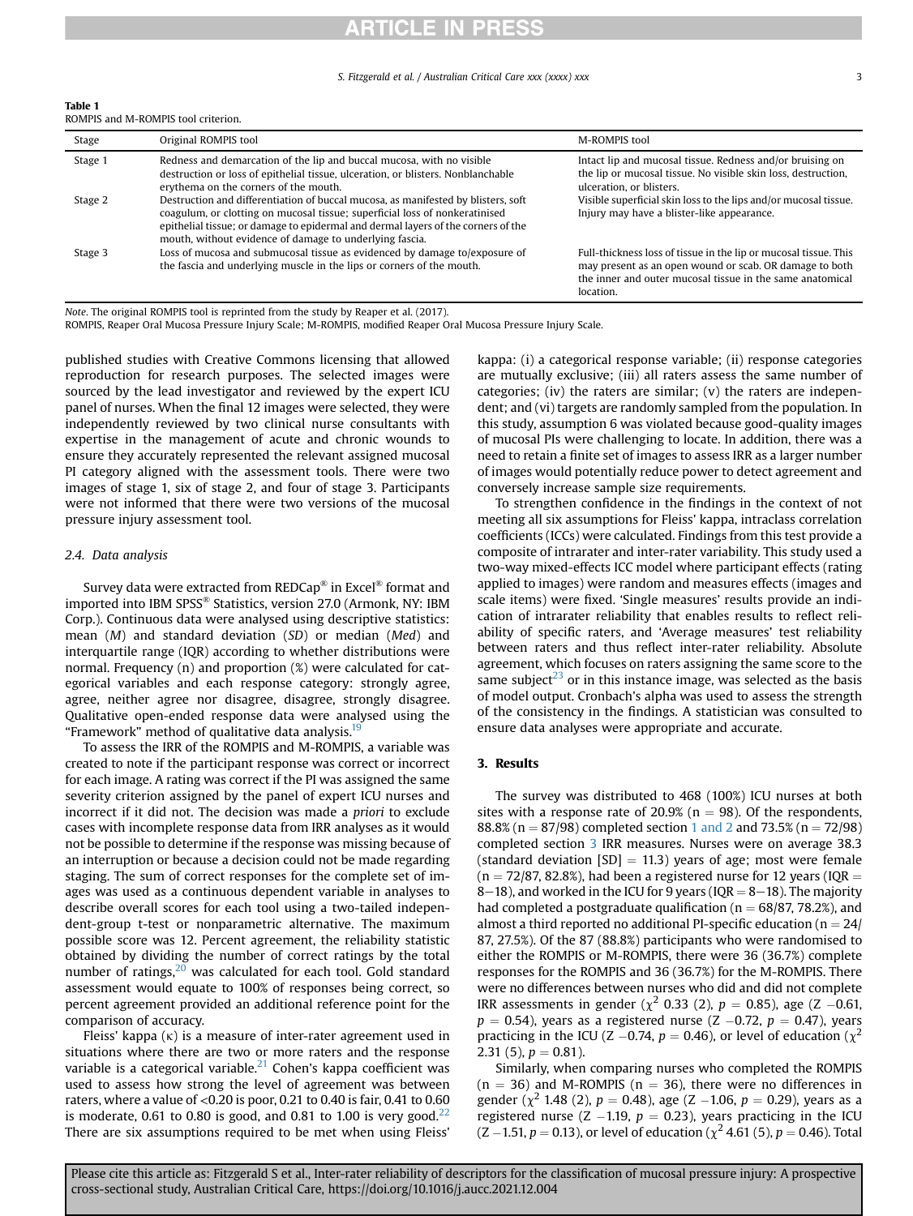**Table 1**
ROMPIS and M-ROMPIS tool criterion.

| Stage | Original ROMPIS tool | M-ROMPIS tool |
|---|---|---|
| Stage 1 | Redness and demarcation of the lip and buccal mucosa, with no visible destruction or loss of epithelial tissue, ulceration, or blisters. Nonblanchable erythema on the corners of the mouth. | Intact lip and mucosal tissue. Redness and/or bruising on the lip or mucosal tissue. No visible skin loss, destruction, ulceration, or blisters. |
| Stage 2 | Destruction and differentiation of buccal mucosa, as manifested by blisters, soft coagulum, or clotting on mucosal tissue; superficial loss of nonkeratinised epithelial tissue; or damage to epidermal and dermal layers of the corners of the mouth, without evidence of damage to underlying fascia. | Visible superficial skin loss to the lips and/or mucosal tissue. Injury may have a blister-like appearance. |
| Stage 3 | Loss of mucosa and submucosal tissue as evidenced by damage to/exposure of the fascia and underlying muscle in the lips or corners of the mouth. | Full-thickness loss of tissue in the lip or mucosal tissue. This may present as an open wound or scab. OR damage to both the inner and outer mucosal tissue in the same anatomical location. |

*Note*. The original ROMPIS tool is reprinted from the study by Reaper et al. (2017).
ROMPIS, Reaper Oral Mucosa Pressure Injury Scale; M-ROMPIS, modified Reaper Oral Mucosa Pressure Injury Scale.

published studies with Creative Commons licensing that allowed reproduction for research purposes. The selected images were sourced by the lead investigator and reviewed by the expert ICU panel of nurses. When the final 12 images were selected, they were independently reviewed by two clinical nurse consultants with expertise in the management of acute and chronic wounds to ensure they accurately represented the relevant assigned mucosal PI category aligned with the assessment tools. There were two images of stage 1, six of stage 2, and four of stage 3. Participants were not informed that there were two versions of the mucosal pressure injury assessment tool.

### 2.4. Data analysis

Survey data were extracted from REDCap® in Excel® format and imported into IBM SPSS® Statistics, version 27.0 (Armonk, NY: IBM Corp.). Continuous data were analysed using descriptive statistics: mean (*M*) and standard deviation (*SD*) or median (*Med*) and interquartile range (IQR) according to whether distributions were normal. Frequency (n) and proportion (%) were calculated for categorical variables and each response category: strongly agree, agree, neither agree nor disagree, disagree, strongly disagree. Qualitative open-ended response data were analysed using the "Framework" method of qualitative data analysis.[19]

To assess the IRR of the ROMPIS and M-ROMPIS, a variable was created to note if the participant response was correct or incorrect for each image. A rating was correct if the PI was assigned the same severity criterion assigned by the panel of expert ICU nurses and incorrect if it did not. The decision was made *a priori* to exclude cases with incomplete response data from IRR analyses as it would not be possible to determine if the response was missing because of an interruption or because a decision could not be made regarding staging. The sum of correct responses for the complete set of images was used as a continuous dependent variable in analyses to describe overall scores for each tool using a two-tailed independent-group t-test or nonparametric alternative. The maximum possible score was 12. Percent agreement, the reliability statistic obtained by dividing the number of correct ratings by the total number of ratings,[20] was calculated for each tool. Gold standard assessment would equate to 100% of responses being correct, so percent agreement provided an additional reference point for the comparison of accuracy.

Fleiss' kappa (κ) is a measure of inter-rater agreement used in situations where there are two or more raters and the response variable is a categorical variable.[21] Cohen's kappa coefficient was used to assess how strong the level of agreement was between raters, where a value of <0.20 is poor, 0.21 to 0.40 is fair, 0.41 to 0.60 is moderate, 0.61 to 0.80 is good, and 0.81 to 1.00 is very good.[22] There are six assumptions required to be met when using Fleiss' kappa: (i) a categorical response variable; (ii) response categories are mutually exclusive; (iii) all raters assess the same number of categories; (iv) the raters are similar; (v) the raters are independent; and (vi) targets are randomly sampled from the population. In this study, assumption 6 was violated because good-quality images of mucosal PIs were challenging to locate. In addition, there was a need to retain a finite set of images to assess IRR as a larger number of images would potentially reduce power to detect agreement and conversely increase sample size requirements.

To strengthen confidence in the findings in the context of not meeting all six assumptions for Fleiss' kappa, intraclass correlation coefficients (ICCs) were calculated. Findings from this test provide a composite of intrarater and inter-rater variability. This study used a two-way mixed-effects ICC model where participant effects (rating applied to images) were random and measures effects (images and scale items) were fixed. 'Single measures' results provide an indication of intrarater reliability that enables results to reflect reliability of specific raters, and 'Average measures' test reliability between raters and thus reflect inter-rater reliability. Absolute agreement, which focuses on raters assigning the same score to the same subject[23] or in this instance image, was selected as the basis of model output. Cronbach's alpha was used to assess the strength of the consistency in the findings. A statistician was consulted to ensure data analyses were appropriate and accurate.

## 3. Results

The survey was distributed to 468 (100%) ICU nurses at both sites with a response rate of 20.9% (n = 98). Of the respondents, 88.8% (n = 87/98) completed section 1 and 2 and 73.5% (n = 72/98) completed section 3 IRR measures. Nurses were on average 38.3 (standard deviation [SD] = 11.3) years of age; most were female (n = 72/87, 82.8%), had been a registered nurse for 12 years (IQR = 8–18), and worked in the ICU for 9 years (IQR = 8–18). The majority had completed a postgraduate qualification (n = 68/87, 78.2%), and almost a third reported no additional PI-specific education (n = 24/87, 27.5%). Of the 87 (88.8%) participants who were randomised to either the ROMPIS or M-ROMPIS, there were 36 (36.7%) complete responses for the ROMPIS and 36 (36.7%) for the M-ROMPIS. There were no differences between nurses who did and did not complete IRR assessments in gender ($\chi^2$ 0.33 (2), $p = 0.85$), age (Z −0.61, $p = 0.54$), years as a registered nurse (Z −0.72, $p = 0.47$), years practicing in the ICU (Z −0.74, $p = 0.46$), or level of education ($\chi^2$ 2.31 (5), $p = 0.81$).

Similarly, when comparing nurses who completed the ROMPIS (n = 36) and M-ROMPIS (n = 36), there were no differences in gender ($\chi^2$ 1.48 (2), $p = 0.48$), age (Z −1.06, $p = 0.29$), years as a registered nurse (Z −1.19, $p = 0.23$), years practicing in the ICU (Z −1.51, $p = 0.13$), or level of education ($\chi^2$ 4.61 (5), $p = 0.46$). Total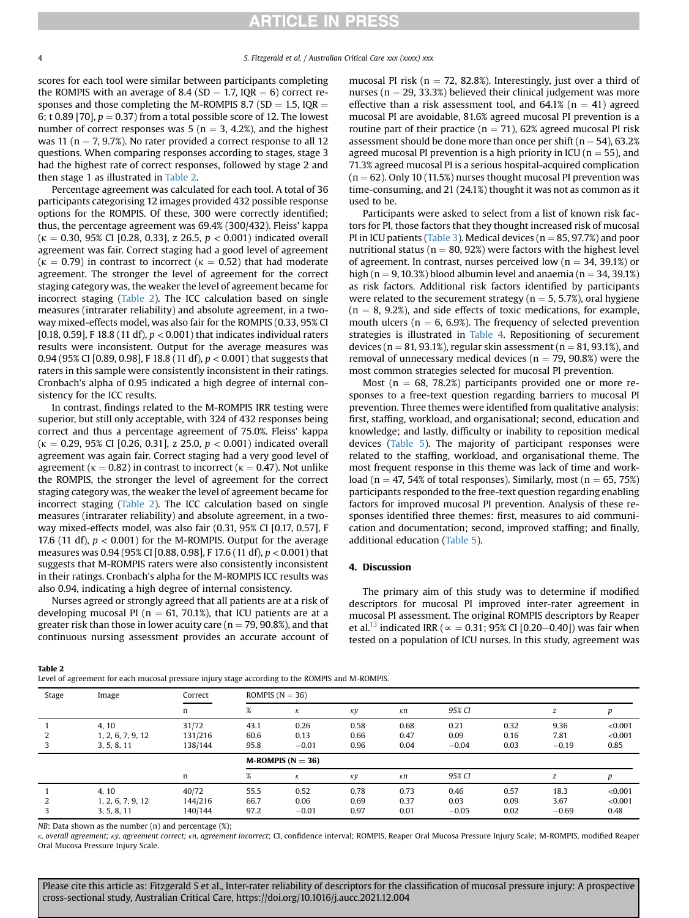scores for each tool were similar between participants completing the ROMPIS with an average of 8.4 (SD = 1.7, IQR = 6) correct responses and those completing the M-ROMPIS 8.7 (SD = 1.5, IQR = 6; t 0.89 [70], $p = 0.37$) from a total possible score of 12. The lowest number of correct responses was 5 (n = 3, 4.2%), and the highest was 11 (n = 7, 9.7%). No rater provided a correct response to all 12 questions. When comparing responses according to stages, stage 3 had the highest rate of correct responses, followed by stage 2 and then stage 1 as illustrated in Table 2.

Percentage agreement was calculated for each tool. A total of 36 participants categorising 12 images provided 432 possible response options for the ROMPIS. Of these, 300 were correctly identified; thus, the percentage agreement was 69.4% (300/432). Fleiss' kappa ($\kappa = 0.30$, 95% CI [0.28, 0.33], z 26.5, $p < 0.001$) indicated overall agreement was fair. Correct staging had a good level of agreement ($\kappa = 0.79$) in contrast to incorrect ($\kappa = 0.52$) that had moderate agreement. The stronger the level of agreement for the correct staging category was, the weaker the level of agreement became for incorrect staging (Table 2). The ICC calculation based on single measures (intrarater reliability) and absolute agreement, in a two-way mixed-effects model, was also fair for the ROMPIS (0.33, 95% CI [0.18, 0.59], F 18.8 (11 df), $p < 0.001$) that indicates individual raters results were inconsistent. Output for the average measures was 0.94 (95% CI [0.89, 0.98], F 18.8 (11 df), $p < 0.001$) that suggests that raters in this sample were consistently inconsistent in their ratings. Cronbach's alpha of 0.95 indicated a high degree of internal consistency for the ICC results.

In contrast, findings related to the M-ROMPIS IRR testing were superior, but still only acceptable, with 324 of 432 responses being correct and thus a percentage agreement of 75.0%. Fleiss' kappa ($\kappa = 0.29$, 95% CI [0.26, 0.31], z 25.0, $p < 0.001$) indicated overall agreement was again fair. Correct staging had a very good level of agreement ($\kappa = 0.82$) in contrast to incorrect ($\kappa = 0.47$). Not unlike the ROMPIS, the stronger the level of agreement for the correct staging category was, the weaker the level of agreement became for incorrect staging (Table 2). The ICC calculation based on single measures (intrarater reliability) and absolute agreement, in a two-way mixed-effects model, was also fair (0.31, 95% CI [0.17, 0.57], F 17.6 (11 df), $p < 0.001$) for the M-ROMPIS. Output for the average measures was 0.94 (95% CI [0.88, 0.98], F 17.6 (11 df), $p < 0.001$) that suggests that M-ROMPIS raters were also consistently inconsistent in their ratings. Cronbach's alpha for the M-ROMPIS ICC results was also 0.94, indicating a high degree of internal consistency.

Nurses agreed or strongly agreed that all patients are at a risk of developing mucosal PI (n = 61, 70.1%), that ICU patients are at a greater risk than those in lower acuity care (n = 79, 90.8%), and that continuous nursing assessment provides an accurate account of mucosal PI risk (n = 72, 82.8%). Interestingly, just over a third of nurses (n = 29, 33.3%) believed their clinical judgement was more effective than a risk assessment tool, and 64.1% (n = 41) agreed mucosal PI are avoidable, 81.6% agreed mucosal PI prevention is a routine part of their practice (n = 71), 62% agreed mucosal PI risk assessment should be done more than once per shift (n = 54), 63.2% agreed mucosal PI prevention is a high priority in ICU (n = 55), and 71.3% agreed mucosal PI is a serious hospital-acquired complication (n = 62). Only 10 (11.5%) nurses thought mucosal PI prevention was time-consuming, and 21 (24.1%) thought it was not as common as it used to be.

Participants were asked to select from a list of known risk factors for PI, those factors that they thought increased risk of mucosal PI in ICU patients (Table 3). Medical devices (n = 85, 97.7%) and poor nutritional status (n = 80, 92%) were factors with the highest level of agreement. In contrast, nurses perceived low (n = 34, 39.1%) or high (n = 9, 10.3%) blood albumin level and anaemia (n = 34, 39.1%) as risk factors. Additional risk factors identified by participants were related to the securement strategy (n = 5, 5.7%), oral hygiene (n = 8, 9.2%), and side effects of toxic medications, for example, mouth ulcers (n = 6, 6.9%). The frequency of selected prevention strategies is illustrated in Table 4. Repositioning of securement devices (n = 81, 93.1%), regular skin assessment (n = 81, 93.1%), and removal of unnecessary medical devices (n = 79, 90.8%) were the most common strategies selected for mucosal PI prevention.

Most (n = 68, 78.2%) participants provided one or more responses to a free-text question regarding barriers to mucosal PI prevention. Three themes were identified from qualitative analysis: first, staffing, workload, and organisational; second, education and knowledge; and lastly, difficulty or inability to reposition medical devices (Table 5). The majority of participant responses were related to the staffing, workload, and organisational theme. The most frequent response in this theme was lack of time and workload (n = 47, 54% of total responses). Similarly, most (n = 65, 75%) participants responded to the free-text question regarding enabling factors for improved mucosal PI prevention. Analysis of these responses identified three themes: first, measures to aid communication and documentation; second, improved staffing; and finally, additional education (Table 5).

## 4. Discussion

The primary aim of this study was to determine if modified descriptors for mucosal PI improved inter-rater agreement in mucosal PI assessment. The original ROMPIS descriptors by Reaper et al.[13] indicated IRR ($\propto = 0.31$; 95% CI [0.20–0.40]) was fair when tested on a population of ICU nurses. In this study, agreement was

**Table 2**
Level of agreement for each mucosal pressure injury stage according to the ROMPIS and M-ROMPIS.

| Stage | Image | Correct | ROMPIS (N = 36) | | | | | | | |
|---|---|---|---|---|---|---|---|---|---|---|
| | | n | % | $\kappa$ | $\kappa y$ | $\kappa n$ | 95% CI | | z | p |
| 1 | 4, 10 | 31/72 | 43.1 | 0.26 | 0.58 | 0.68 | 0.21 | 0.32 | 9.36 | <0.001 |
| 2 | 1, 2, 6, 7, 9, 12 | 131/216 | 60.6 | 0.13 | 0.66 | 0.47 | 0.09 | 0.16 | 7.81 | <0.001 |
| 3 | 3, 5, 8, 11 | 138/144 | 95.8 | −0.01 | 0.96 | 0.04 | −0.04 | 0.03 | −0.19 | 0.85 |
| | | | **M-ROMPIS (N = 36)** | | | | | | | |
| | | n | % | $\kappa$ | $\kappa y$ | $\kappa n$ | 95% CI | | z | p |
| 1 | 4, 10 | 40/72 | 55.5 | 0.52 | 0.78 | 0.73 | 0.46 | 0.57 | 18.3 | <0.001 |
| 2 | 1, 2, 6, 7, 9, 12 | 144/216 | 66.7 | 0.06 | 0.69 | 0.37 | 0.03 | 0.09 | 3.67 | <0.001 |
| 3 | 3, 5, 8, 11 | 140/144 | 97.2 | −0.01 | 0.97 | 0.01 | −0.05 | 0.02 | −0.69 | 0.48 |

*NB*: Data shown as the number (n) and percentage (%);

*κ, overall agreement; κy, agreement correct; κn, agreement incorrect*; CI, confidence interval; ROMPIS, Reaper Oral Mucosa Pressure Injury Scale; M-ROMPIS, modified Reaper Oral Mucosa Pressure Injury Scale.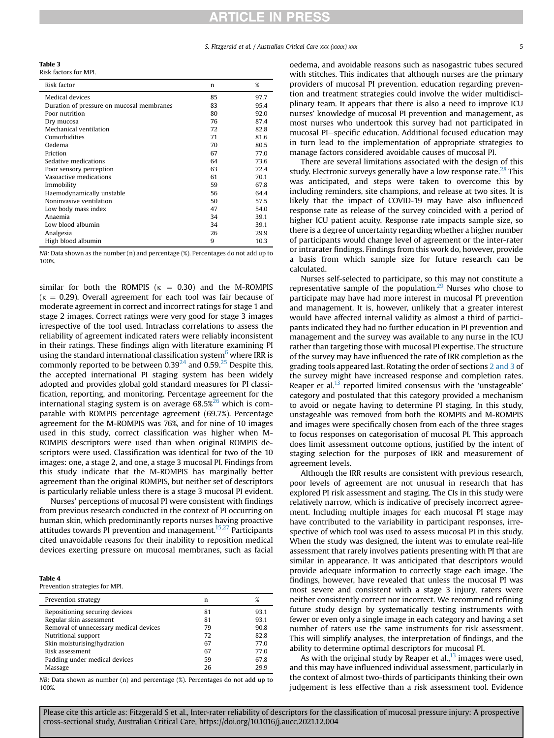**Table 3**
Risk factors for MPI.

| Risk factor | n | % |
| --- | --- | --- |
| Medical devices | 85 | 97.7 |
| Duration of pressure on mucosal membranes | 83 | 95.4 |
| Poor nutrition | 80 | 92.0 |
| Dry mucosa | 76 | 87.4 |
| Mechanical ventilation | 72 | 82.8 |
| Comorbidities | 71 | 81.6 |
| Oedema | 70 | 80.5 |
| Friction | 67 | 77.0 |
| Sedative medications | 64 | 73.6 |
| Poor sensory perception | 63 | 72.4 |
| Vasoactive medications | 61 | 70.1 |
| Immobility | 59 | 67.8 |
| Haemodynamically unstable | 56 | 64.4 |
| Noninvasive ventilation | 50 | 57.5 |
| Low body mass index | 47 | 54.0 |
| Anaemia | 34 | 39.1 |
| Low blood albumin | 34 | 39.1 |
| Analgesia | 26 | 29.9 |
| High blood albumin | 9 | 10.3 |

*NB:* Data shown as the number (n) and percentage (%). Percentages do not add up to 100%.

similar for both the ROMPIS ($\kappa = 0.30$) and the M-ROMPIS ($\kappa = 0.29$). Overall agreement for each tool was fair because of moderate agreement in correct and incorrect ratings for stage 1 and stage 2 images. Correct ratings were very good for stage 3 images irrespective of the tool used. Intraclass correlations to assess the reliability of agreement indicated raters were reliably inconsistent in their ratings. These findings align with literature examining PI using the standard international classification system[6] where IRR is commonly reported to be between 0.39[24] and 0.59.[25] Despite this, the accepted international PI staging system has been widely adopted and provides global gold standard measures for PI classification, reporting, and monitoring. Percentage agreement for the international staging system is on average 68.5%[26] which is comparable with ROMPIS percentage agreement (69.7%). Percentage agreement for the M-ROMPIS was 76%, and for nine of 10 images used in this study, correct classification was higher when M-ROMPIS descriptors were used than when original ROMPIS descriptors were used. Classification was identical for two of the 10 images: one, a stage 2, and one, a stage 3 mucosal PI. Findings from this study indicate that the M-ROMPIS has marginally better agreement than the original ROMPIS, but neither set of descriptors is particularly reliable unless there is a stage 3 mucosal PI evident.

Nurses' perceptions of mucosal PI were consistent with findings from previous research conducted in the context of PI occurring on human skin, which predominantly reports nurses having proactive attitudes towards PI prevention and management.[15,27] Participants cited unavoidable reasons for their inability to reposition medical devices exerting pressure on mucosal membranes, such as facial oedema, and avoidable reasons such as nasogastric tubes secured with stitches. This indicates that although nurses are the primary providers of mucosal PI prevention, education regarding prevention and treatment strategies could involve the wider multidisciplinary team. It appears that there is also a need to improve ICU nurses' knowledge of mucosal PI prevention and management, as most nurses who undertook this survey had not participated in mucosal PI–specific education. Additional focused education may in turn lead to the implementation of appropriate strategies to manage factors considered avoidable causes of mucosal PI.

**Table 4**
Prevention strategies for MPI.

| Prevention strategy | n | % |
| --- | --- | --- |
| Repositioning securing devices | 81 | 93.1 |
| Regular skin assessment | 81 | 93.1 |
| Removal of unnecessary medical devices | 79 | 90.8 |
| Nutritional support | 72 | 82.8 |
| Skin moisturising/hydration | 67 | 77.0 |
| Risk assessment | 67 | 77.0 |
| Padding under medical devices | 59 | 67.8 |
| Massage | 26 | 29.9 |

*NB:* Data shown as number (n) and percentage (%). Percentages do not add up to 100%.

There are several limitations associated with the design of this study. Electronic surveys generally have a low response rate.[28] This was anticipated, and steps were taken to overcome this by including reminders, site champions, and release at two sites. It is likely that the impact of COVID-19 may have also influenced response rate as release of the survey coincided with a period of higher ICU patient acuity. Response rate impacts sample size, so there is a degree of uncertainty regarding whether a higher number of participants would change level of agreement or the inter-rater or intrarater findings. Findings from this work do, however, provide a basis from which sample size for future research can be calculated.

Nurses self-selected to participate, so this may not constitute a representative sample of the population.[29] Nurses who chose to participate may have had more interest in mucosal PI prevention and management. It is, however, unlikely that a greater interest would have affected internal validity as almost a third of participants indicated they had no further education in PI prevention and management and the survey was available to any nurse in the ICU rather than targeting those with mucosal PI expertise. The structure of the survey may have influenced the rate of IRR completion as the grading tools appeared last. Rotating the order of sections 2 and 3 of the survey might have increased response and completion rates. Reaper et al.[13] reported limited consensus with the 'unstageable' category and postulated that this category provided a mechanism to avoid or negate having to determine PI staging. In this study, unstageable was removed from both the ROMPIS and M-ROMPIS and images were specifically chosen from each of the three stages to focus responses on categorisation of mucosal PI. This approach does limit assessment outcome options, justified by the intent of staging selection for the purposes of IRR and measurement of agreement levels.

Although the IRR results are consistent with previous research, poor levels of agreement are not unusual in research that has explored PI risk assessment and staging. The CIs in this study were relatively narrow, which is indicative of precisely incorrect agreement. Including multiple images for each mucosal PI stage may have contributed to the variability in participant responses, irrespective of which tool was used to assess mucosal PI in this study. When the study was designed, the intent was to emulate real-life assessment that rarely involves patients presenting with PI that are similar in appearance. It was anticipated that descriptors would provide adequate information to correctly stage each image. The findings, however, have revealed that unless the mucosal PI was most severe and consistent with a stage 3 injury, raters were neither consistently correct nor incorrect. We recommend refining future study design by systematically testing instruments with fewer or even only a single image in each category and having a set number of raters use the same instruments for risk assessment. This will simplify analyses, the interpretation of findings, and the ability to determine optimal descriptors for mucosal PI.

As with the original study by Reaper et al.,[13] images were used, and this may have influenced individual assessment, particularly in the context of almost two-thirds of participants thinking their own judgement is less effective than a risk assessment tool. Evidence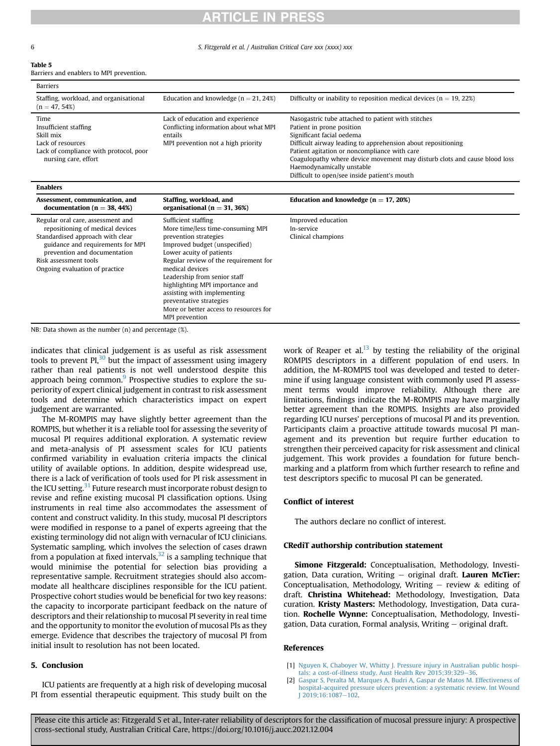**Table 5**
Barriers and enablers to MPI prevention.

| Barriers | | |
|---|---|---|
| Staffing, workload, and organisational (n = 47, 54%) | Education and knowledge (n = 21, 24%) | Difficulty or inability to reposition medical devices (n = 19, 22%) |
| Time<br>Insufficient staffing<br>Skill mix<br>Lack of resources<br>Lack of compliance with protocol, poor nursing care, effort | Lack of education and experience<br>Conflicting information about what MPI entails<br>MPI prevention not a high priority | Nasogastric tube attached to patient with stitches<br>Patient in prone position<br>Significant facial oedema<br>Difficult airway leading to apprehension about repositioning<br>Patient agitation or noncompliance with care<br>Coagulopathy where device movement may disturb clots and cause blood loss<br>Haemodynamically unstable<br>Difficult to open/see inside patient's mouth |
| **Enablers** | | |
| **Assessment, communication, and documentation (n = 38, 44%)** | **Staffing, workload, and organisational (n = 31, 36%)** | **Education and knowledge (n = 17, 20%)** |
| Regular oral care, assessment and repositioning of medical devices<br>Standardised approach with clear guidance and requirements for MPI prevention and documentation<br>Risk assessment tools<br>Ongoing evaluation of practice | Sufficient staffing<br>More time/less time-consuming MPI prevention strategies<br>Improved budget (unspecified)<br>Lower acuity of patients<br>Regular review of the requirement for medical devices<br>Leadership from senior staff highlighting MPI importance and assisting with implementing preventative strategies<br>More or better access to resources for MPI prevention | Improved education<br>In-service<br>Clinical champions |

NB: Data shown as the number (n) and percentage (%).

indicates that clinical judgement is as useful as risk assessment tools to prevent PI,[30] but the impact of assessment using imagery rather than real patients is not well understood despite this approach being common.[9] Prospective studies to explore the superiority of expert clinical judgement in contrast to risk assessment tools and determine which characteristics impact on expert judgement are warranted.

The M-ROMPIS may have slightly better agreement than the ROMPIS, but whether it is a reliable tool for assessing the severity of mucosal PI requires additional exploration. A systematic review and meta-analysis of PI assessment scales for ICU patients confirmed variability in evaluation criteria impacts the clinical utility of available options. In addition, despite widespread use, there is a lack of verification of tools used for PI risk assessment in the ICU setting.[31] Future research must incorporate robust design to revise and refine existing mucosal PI classification options. Using instruments in real time also accommodates the assessment of content and construct validity. In this study, mucosal PI descriptors were modified in response to a panel of experts agreeing that the existing terminology did not align with vernacular of ICU clinicians. Systematic sampling, which involves the selection of cases drawn from a population at fixed intervals,[32] is a sampling technique that would minimise the potential for selection bias providing a representative sample. Recruitment strategies should also accommodate all healthcare disciplines responsible for the ICU patient. Prospective cohort studies would be beneficial for two key reasons: the capacity to incorporate participant feedback on the nature of descriptors and their relationship to mucosal PI severity in real time and the opportunity to monitor the evolution of mucosal PIs as they emerge. Evidence that describes the trajectory of mucosal PI from initial insult to resolution has not been located.

## 5. Conclusion

ICU patients are frequently at a high risk of developing mucosal PI from essential therapeutic equipment. This study built on the work of Reaper et al.[13] by testing the reliability of the original ROMPIS descriptors in a different population of end users. In addition, the M-ROMPIS tool was developed and tested to determine if using language consistent with commonly used PI assessment terms would improve reliability. Although there are limitations, findings indicate the M-ROMPIS may have marginally better agreement than the ROMPIS. Insights are also provided regarding ICU nurses' perceptions of mucosal PI and its prevention. Participants claim a proactive attitude towards mucosal PI management and its prevention but require further education to strengthen their perceived capacity for risk assessment and clinical judgement. This work provides a foundation for future benchmarking and a platform from which further research to refine and test descriptors specific to mucosal PI can be generated.

### Conflict of interest

The authors declare no conflict of interest.

### CRediT authorship contribution statement

**Simone Fitzgerald:** Conceptualisation, Methodology, Investigation, Data curation, Writing – original draft. **Lauren McTier:** Conceptualisation, Methodology, Writing – review & editing of draft. **Christina Whitehead:** Methodology, Investigation, Data curation. **Kristy Masters:** Methodology, Investigation, Data curation. **Rochelle Wynne:** Conceptualisation, Methodology, Investigation, Data curation, Formal analysis, Writing – original draft.

### References

[1] Nguyen K, Chaboyer W, Whitty J. Pressure injury in Australian public hospitals: a cost-of-illness study. Aust Health Rev 2015;39:329–36.
[2] Gaspar S, Peralta M, Marques A, Budri A, Gaspar de Matos M. Effectiveness of hospital-acquired pressure ulcers prevention: a systematic review. Int Wound J 2019;16:1087–102.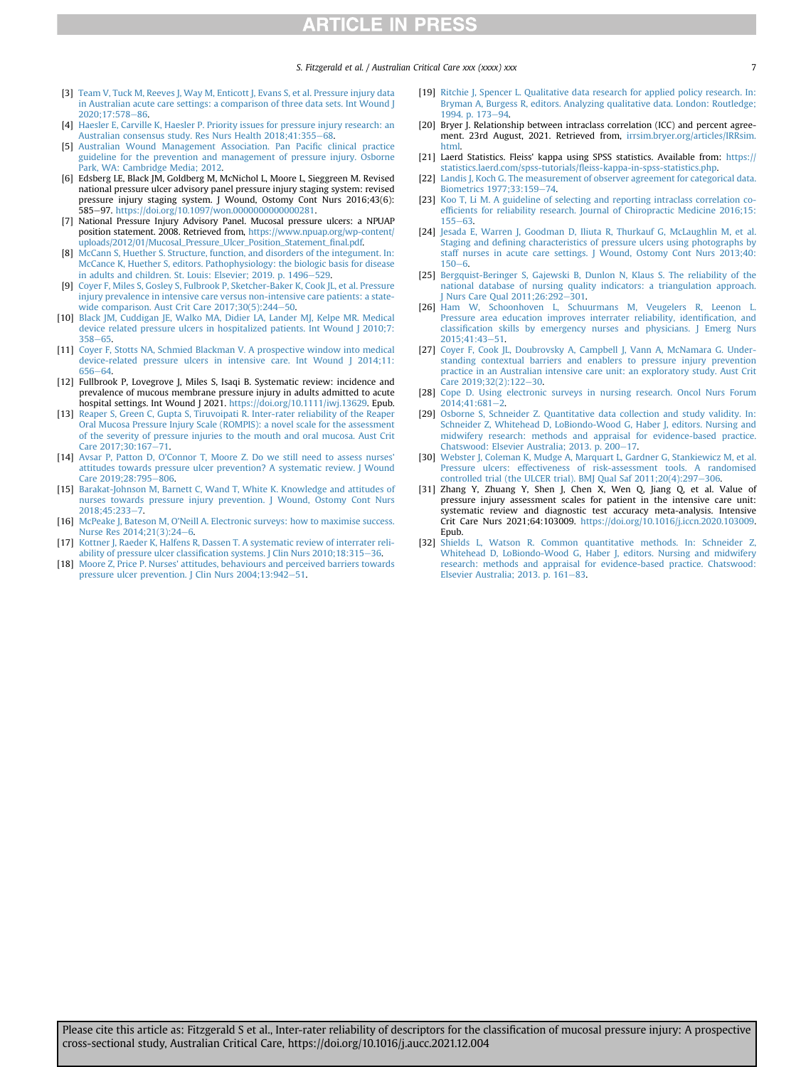[3] Team V, Tuck M, Reeves J, Way M, Enticott J, Evans S, et al. Pressure injury data in Australian acute care settings: a comparison of three data sets. Int Wound J 2020;17:578–86.

[4] Haesler E, Carville K, Haesler P. Priority issues for pressure injury research: an Australian consensus study. Res Nurs Health 2018;41:355–68.

[5] Australian Wound Management Association. Pan Pacific clinical practice guideline for the prevention and management of pressure injury. Osborne Park, WA: Cambridge Media; 2012.

[6] Edsberg LE, Black JM, Goldberg M, McNichol L, Moore L, Sieggreen M. Revised national pressure ulcer advisory panel pressure injury staging system: revised pressure injury staging system. J Wound, Ostomy Cont Nurs 2016;43(6): 585–97. https://doi.org/10.1097/won.0000000000000281.

[7] National Pressure Injury Advisory Panel. Mucosal pressure ulcers: a NPUAP position statement. 2008. Retrieved from, https://www.npuap.org/wp-content/uploads/2012/01/Mucosal_Pressure_Ulcer_Position_Statement_final.pdf.

[8] McCann S, Huether S. Structure, function, and disorders of the integument. In: McCance K, Huether S, editors. Pathophysiology: the biologic basis for disease in adults and children. St. Louis: Elsevier; 2019. p. 1496–529.

[9] Coyer F, Miles S, Gosley S, Fulbrook P, Sketcher-Baker K, Cook JL, et al. Pressure injury prevalence in intensive care versus non-intensive care patients: a state-wide comparison. Aust Crit Care 2017;30(5):244–50.

[10] Black JM, Cuddigan JE, Walko MA, Didier LA, Lander MJ, Kelpe MR. Medical device related pressure ulcers in hospitalized patients. Int Wound J 2010;7: 358–65.

[11] Coyer F, Stotts NA, Schiemed Blackman V. A prospective window into medical device-related pressure ulcers in intensive care. Int Wound J 2014;11: 656–64.

[12] Fullbrook P, Lovegrove J, Miles S, Isaqi B. Systematic review: incidence and prevalence of mucous membrane pressure injury in adults admitted to acute hospital settings. Int Wound J 2021. https://doi.org/10.1111/iwj.13629. Epub.

[13] Reaper S, Green C, Gupta S, Tiruvoipati R. Inter-rater reliability of the Reaper Oral Mucosa Pressure Injury Scale (ROMPIS): a novel scale for the assessment of the severity of pressure injuries to the mouth and oral mucosa. Aust Crit Care 2017;30:167–71.

[14] Avsar P, Patton D, O'Connor T, Moore Z. Do we still need to assess nurses' attitudes towards pressure ulcer prevention? A systematic review. J Wound Care 2019;28:795–806.

[15] Barakat-Johnson M, Barnett C, Wand T, White K. Knowledge and attitudes of nurses towards pressure injury prevention. J Wound, Ostomy Cont Nurs 2018;45:233–7.

[16] McPeake J, Bateson M, O'Neill A. Electronic surveys: how to maximise success. Nurse Res 2014;21(3):24–6.

[17] Kottner J, Raeder K, Halfens R, Dassen T. A systematic review of interrater reliability of pressure ulcer classification systems. J Clin Nurs 2010;18:315–36.

[18] Moore Z, Price P. Nurses' attitudes, behaviours and perceived barriers towards pressure ulcer prevention. J Clin Nurs 2004;13:942–51.

[19] Ritchie J, Spencer L. Qualitative data research for applied policy research. In: Bryman A, Burgess R, editors. Analyzing qualitative data. London: Routledge; 1994. p. 173–94.

[20] Bryer J. Relationship between intraclass correlation (ICC) and percent agreement. 23rd August, 2021. Retrieved from, irrsim.bryer.org/articles/IRRsim.html.

[21] Laerd Statistics. Fleiss' kappa using SPSS statistics. Available from: https://statistics.laerd.com/spss-tutorials/fleiss-kappa-in-spss-statistics.php.

[22] Landis J, Koch G. The measurement of observer agreement for categorical data. Biometrics 1977;33:159–74.

[23] Koo T, Li M. A guideline of selecting and reporting intraclass correlation coefficients for reliability research. Journal of Chiropractic Medicine 2016;15: 155–63.

[24] Jesada E, Warren J, Goodman D, Iliuta R, Thurkauf G, McLaughlin M, et al. Staging and defining characteristics of pressure ulcers using photographs by staff nurses in acute care settings. J Wound, Ostomy Cont Nurs 2013;40: 150–6.

[25] Bergquist-Beringer S, Gajewski B, Dunlon N, Klaus S. The reliability of the national database of nursing quality indicators: a triangulation approach. J Nurs Care Qual 2011;26:292–301.

[26] Ham W, Schoonhoven L, Schuurmans M, Veugelers R, Leenon L. Pressure area education improves interrater reliability, identification, and classification skills by emergency nurses and physicians. J Emerg Nurs 2015;41:43–51.

[27] Coyer F, Cook JL, Doubrovsky A, Campbell J, Vann A, McNamara G. Understanding contextual barriers and enablers to pressure injury prevention practice in an Australian intensive care unit: an exploratory study. Aust Crit Care 2019;32(2):122–30.

[28] Cope D. Using electronic surveys in nursing research. Oncol Nurs Forum 2014;41:681–2.

[29] Osborne S, Schneider Z. Quantitative data collection and study validity. In: Schneider Z, Whitehead D, LoBiondo-Wood G, Haber J, editors. Nursing and midwifery research: methods and appraisal for evidence-based practice. Chatswood: Elsevier Australia; 2013. p. 200–17.

[30] Webster J, Coleman K, Mudge A, Marquart L, Gardner G, Stankiewicz M, et al. Pressure ulcers: effectiveness of risk-assessment tools. A randomised controlled trial (the ULCER trial). BMJ Qual Saf 2011;20(4):297–306.

[31] Zhang Y, Zhuang Y, Shen J, Chen X, Wen Q, Jiang Q, et al. Value of pressure injury assessment scales for patient in the intensive care unit: systematic review and diagnostic test accuracy meta-analysis. Intensive Crit Care Nurs 2021;64:103009. https://doi.org/10.1016/j.iccn.2020.103009. Epub.

[32] Shields L, Watson R. Common quantitative methods. In: Schneider Z, Whitehead D, LoBiondo-Wood G, Haber J, editors. Nursing and midwifery research: methods and appraisal for evidence-based practice. Chatswood: Elsevier Australia; 2013. p. 161–83.